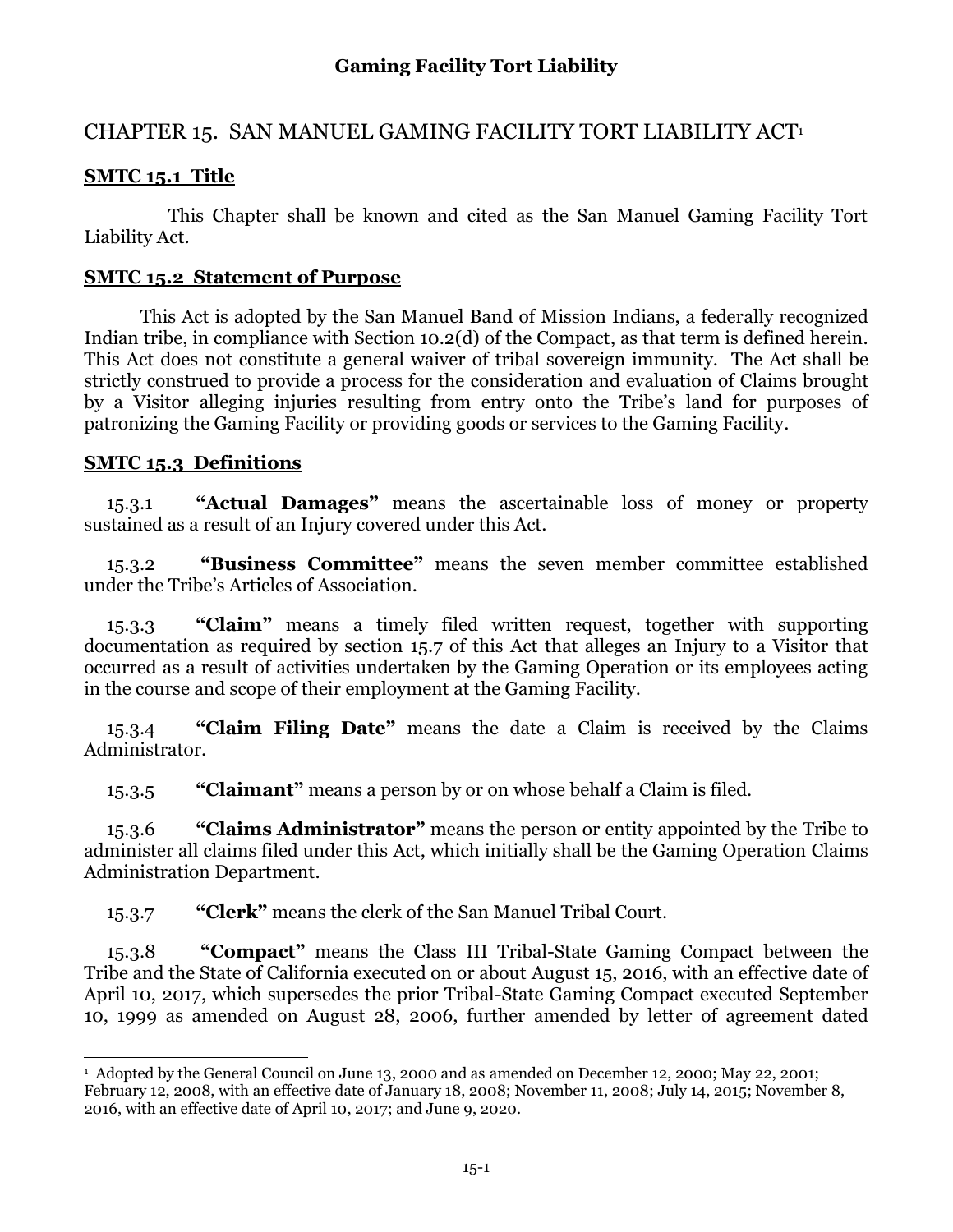# CHAPTER 15. SAN MANUEL GAMING FACILITY TORT LIABILITY ACT[1]

## SMTC 15.1 Title

This Chapter shall be known and cited as the San Manuel Gaming Facility Tort Liability Act.

## SMTC 15.2 Statement of Purpose

This Act is adopted by the San Manuel Band of Mission Indians, a federally recognized Indian tribe, in compliance with Section 10.2(d) of the Compact, as that term is defined herein. This Act does not constitute a general waiver of tribal sovereign immunity. The Act shall be strictly construed to provide a process for the consideration and evaluation of Claims brought by a Visitor alleging injuries resulting from entry onto the Tribe's land for purposes of patronizing the Gaming Facility or providing goods or services to the Gaming Facility.

## SMTC 15.3 Definitions

15.3.1 **"Actual Damages"** means the ascertainable loss of money or property sustained as a result of an Injury covered under this Act.

15.3.2 **"Business Committee"** means the seven member committee established under the Tribe's Articles of Association.

15.3.3 **"Claim"** means a timely filed written request, together with supporting documentation as required by section 15.7 of this Act that alleges an Injury to a Visitor that occurred as a result of activities undertaken by the Gaming Operation or its employees acting in the course and scope of their employment at the Gaming Facility.

15.3.4 **"Claim Filing Date"** means the date a Claim is received by the Claims Administrator.

15.3.5 **"Claimant"** means a person by or on whose behalf a Claim is filed.

15.3.6 **"Claims Administrator"** means the person or entity appointed by the Tribe to administer all claims filed under this Act, which initially shall be the Gaming Operation Claims Administration Department.

15.3.7 **"Clerk"** means the clerk of the San Manuel Tribal Court.

15.3.8 **"Compact"** means the Class III Tribal-State Gaming Compact between the Tribe and the State of California executed on or about August 15, 2016, with an effective date of April 10, 2017, which supersedes the prior Tribal-State Gaming Compact executed September 10, 1999 as amended on August 28, 2006, further amended by letter of agreement dated

---

[1] Adopted by the General Council on June 13, 2000 and as amended on December 12, 2000; May 22, 2001; February 12, 2008, with an effective date of January 18, 2008; November 11, 2008; July 14, 2015; November 8, 2016, with an effective date of April 10, 2017; and June 9, 2020.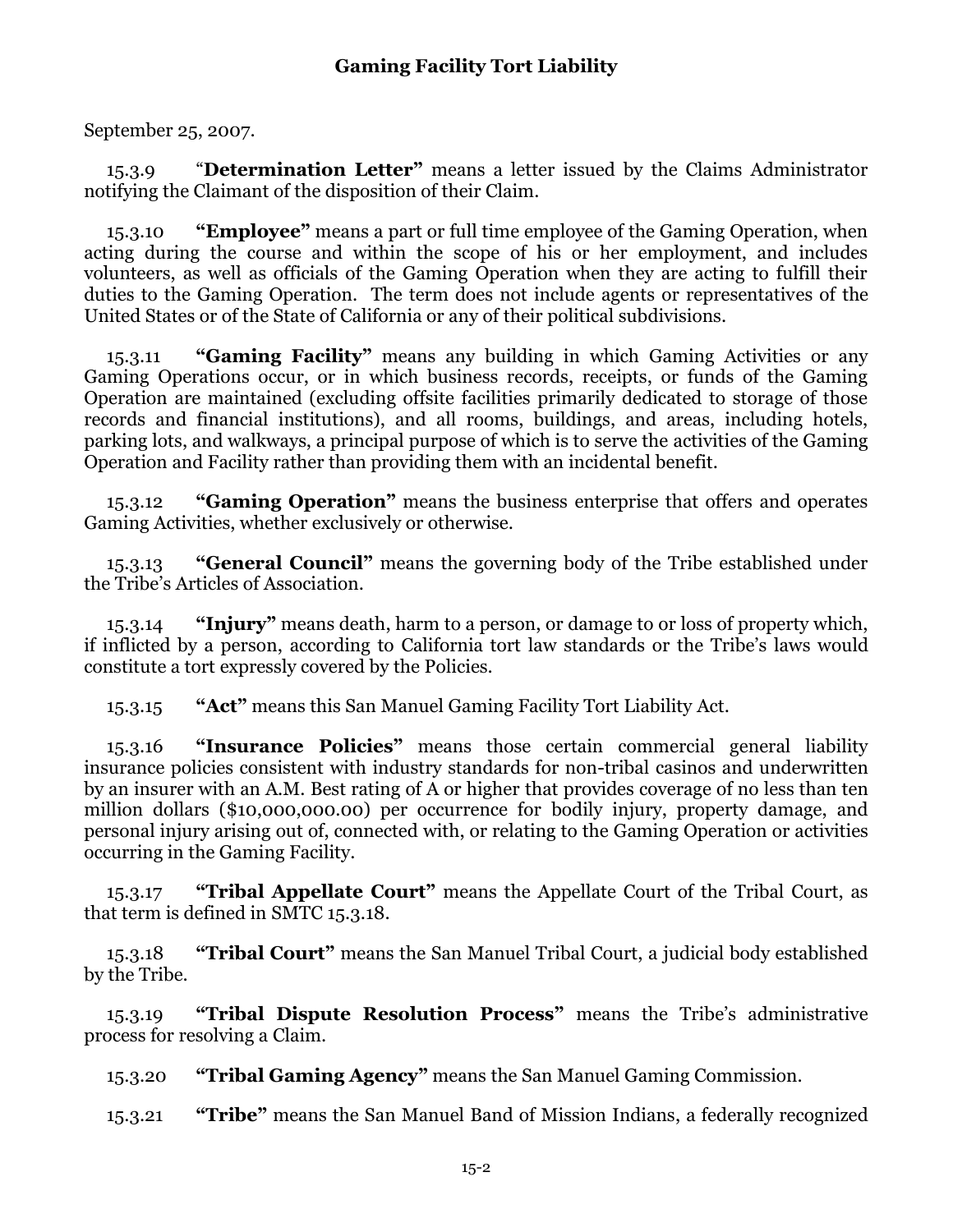September 25, 2007.

15.3.9 "**Determination Letter"** means a letter issued by the Claims Administrator notifying the Claimant of the disposition of their Claim.

15.3.10 **"Employee"** means a part or full time employee of the Gaming Operation, when acting during the course and within the scope of his or her employment, and includes volunteers, as well as officials of the Gaming Operation when they are acting to fulfill their duties to the Gaming Operation. The term does not include agents or representatives of the United States or of the State of California or any of their political subdivisions.

15.3.11 **"Gaming Facility"** means any building in which Gaming Activities or any Gaming Operations occur, or in which business records, receipts, or funds of the Gaming Operation are maintained (excluding offsite facilities primarily dedicated to storage of those records and financial institutions), and all rooms, buildings, and areas, including hotels, parking lots, and walkways, a principal purpose of which is to serve the activities of the Gaming Operation and Facility rather than providing them with an incidental benefit.

15.3.12 **"Gaming Operation"** means the business enterprise that offers and operates Gaming Activities, whether exclusively or otherwise.

15.3.13 **"General Council"** means the governing body of the Tribe established under the Tribe's Articles of Association.

15.3.14 **"Injury"** means death, harm to a person, or damage to or loss of property which, if inflicted by a person, according to California tort law standards or the Tribe's laws would constitute a tort expressly covered by the Policies.

15.3.15 **"Act"** means this San Manuel Gaming Facility Tort Liability Act.

15.3.16 **"Insurance Policies"** means those certain commercial general liability insurance policies consistent with industry standards for non-tribal casinos and underwritten by an insurer with an A.M. Best rating of A or higher that provides coverage of no less than ten million dollars ($10,000,000.00) per occurrence for bodily injury, property damage, and personal injury arising out of, connected with, or relating to the Gaming Operation or activities occurring in the Gaming Facility.

15.3.17 **"Tribal Appellate Court"** means the Appellate Court of the Tribal Court, as that term is defined in SMTC 15.3.18.

15.3.18 **"Tribal Court"** means the San Manuel Tribal Court, a judicial body established by the Tribe.

15.3.19 **"Tribal Dispute Resolution Process"** means the Tribe's administrative process for resolving a Claim.

15.3.20 **"Tribal Gaming Agency"** means the San Manuel Gaming Commission.

15.3.21 **"Tribe"** means the San Manuel Band of Mission Indians, a federally recognized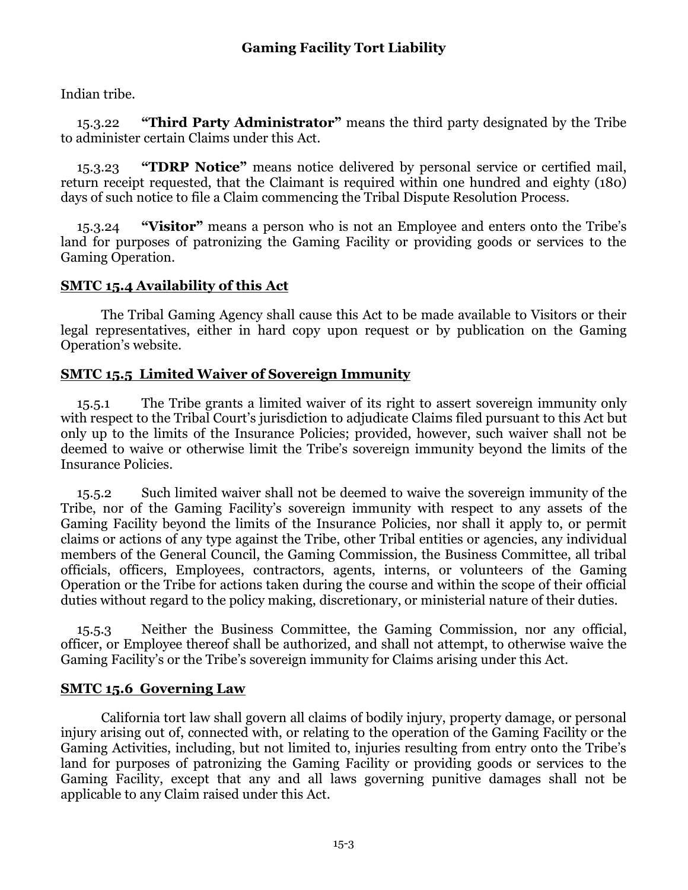Indian tribe.

15.3.22 **"Third Party Administrator"** means the third party designated by the Tribe to administer certain Claims under this Act.

15.3.23 **"TDRP Notice"** means notice delivered by personal service or certified mail, return receipt requested, that the Claimant is required within one hundred and eighty (180) days of such notice to file a Claim commencing the Tribal Dispute Resolution Process.

15.3.24 **"Visitor"** means a person who is not an Employee and enters onto the Tribe's land for purposes of patronizing the Gaming Facility or providing goods or services to the Gaming Operation.

## SMTC 15.4 Availability of this Act

The Tribal Gaming Agency shall cause this Act to be made available to Visitors or their legal representatives, either in hard copy upon request or by publication on the Gaming Operation's website.

## SMTC 15.5 Limited Waiver of Sovereign Immunity

15.5.1 The Tribe grants a limited waiver of its right to assert sovereign immunity only with respect to the Tribal Court's jurisdiction to adjudicate Claims filed pursuant to this Act but only up to the limits of the Insurance Policies; provided, however, such waiver shall not be deemed to waive or otherwise limit the Tribe's sovereign immunity beyond the limits of the Insurance Policies.

15.5.2 Such limited waiver shall not be deemed to waive the sovereign immunity of the Tribe, nor of the Gaming Facility's sovereign immunity with respect to any assets of the Gaming Facility beyond the limits of the Insurance Policies, nor shall it apply to, or permit claims or actions of any type against the Tribe, other Tribal entities or agencies, any individual members of the General Council, the Gaming Commission, the Business Committee, all tribal officials, officers, Employees, contractors, agents, interns, or volunteers of the Gaming Operation or the Tribe for actions taken during the course and within the scope of their official duties without regard to the policy making, discretionary, or ministerial nature of their duties.

15.5.3 Neither the Business Committee, the Gaming Commission, nor any official, officer, or Employee thereof shall be authorized, and shall not attempt, to otherwise waive the Gaming Facility's or the Tribe's sovereign immunity for Claims arising under this Act.

## SMTC 15.6 Governing Law

California tort law shall govern all claims of bodily injury, property damage, or personal injury arising out of, connected with, or relating to the operation of the Gaming Facility or the Gaming Activities, including, but not limited to, injuries resulting from entry onto the Tribe's land for purposes of patronizing the Gaming Facility or providing goods or services to the Gaming Facility, except that any and all laws governing punitive damages shall not be applicable to any Claim raised under this Act.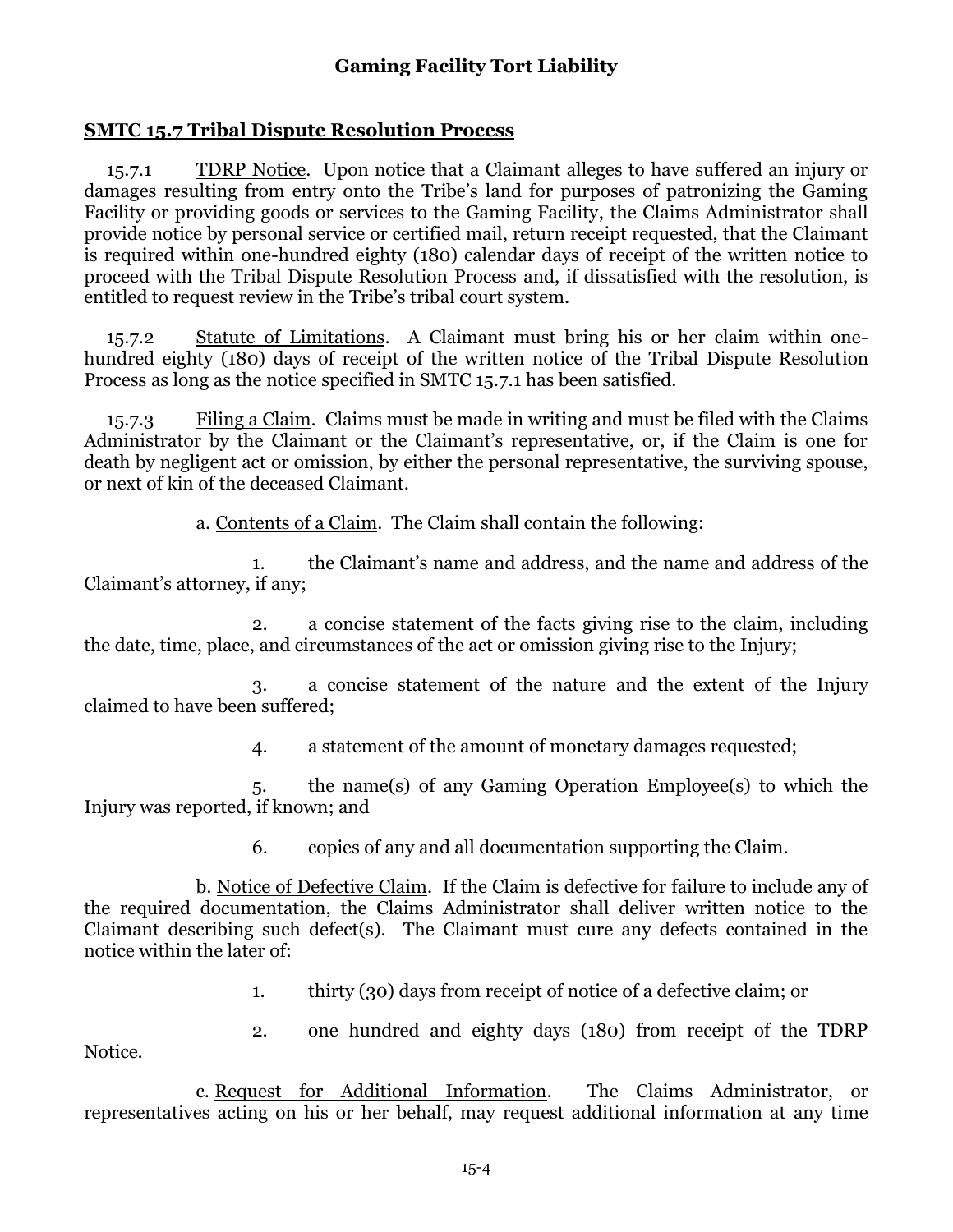# Gaming Facility Tort Liability

## SMTC 15.7 Tribal Dispute Resolution Process

15.7.1 TDRP Notice. Upon notice that a Claimant alleges to have suffered an injury or damages resulting from entry onto the Tribe's land for purposes of patronizing the Gaming Facility or providing goods or services to the Gaming Facility, the Claims Administrator shall provide notice by personal service or certified mail, return receipt requested, that the Claimant is required within one-hundred eighty (180) calendar days of receipt of the written notice to proceed with the Tribal Dispute Resolution Process and, if dissatisfied with the resolution, is entitled to request review in the Tribe's tribal court system.

15.7.2 Statute of Limitations. A Claimant must bring his or her claim within one-hundred eighty (180) days of receipt of the written notice of the Tribal Dispute Resolution Process as long as the notice specified in SMTC 15.7.1 has been satisfied.

15.7.3 Filing a Claim. Claims must be made in writing and must be filed with the Claims Administrator by the Claimant or the Claimant's representative, or, if the Claim is one for death by negligent act or omission, by either the personal representative, the surviving spouse, or next of kin of the deceased Claimant.

a. Contents of a Claim. The Claim shall contain the following:

1. the Claimant's name and address, and the name and address of the Claimant's attorney, if any;

2. a concise statement of the facts giving rise to the claim, including the date, time, place, and circumstances of the act or omission giving rise to the Injury;

3. a concise statement of the nature and the extent of the Injury claimed to have been suffered;

4. a statement of the amount of monetary damages requested;

5. the name(s) of any Gaming Operation Employee(s) to which the Injury was reported, if known; and

6. copies of any and all documentation supporting the Claim.

b. Notice of Defective Claim. If the Claim is defective for failure to include any of the required documentation, the Claims Administrator shall deliver written notice to the Claimant describing such defect(s). The Claimant must cure any defects contained in the notice within the later of:

1. thirty (30) days from receipt of notice of a defective claim; or

2. one hundred and eighty days (180) from receipt of the TDRP Notice.

c. Request for Additional Information. The Claims Administrator, or representatives acting on his or her behalf, may request additional information at any time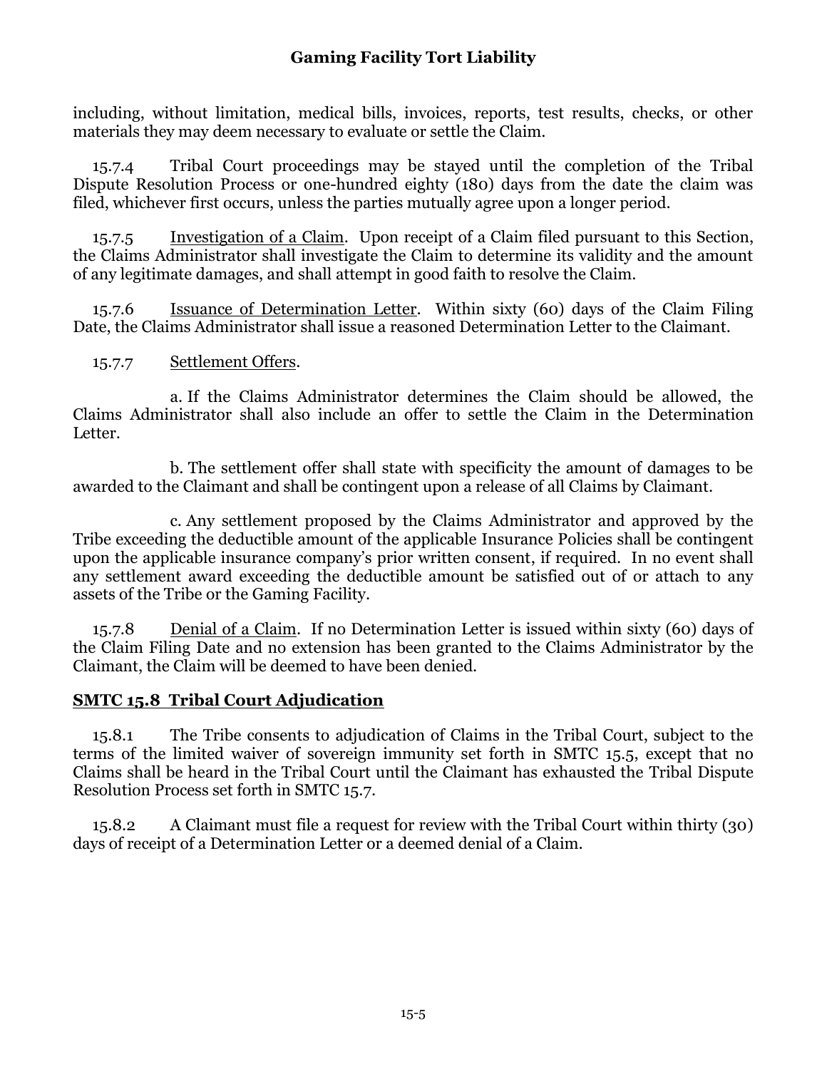including, without limitation, medical bills, invoices, reports, test results, checks, or other materials they may deem necessary to evaluate or settle the Claim.

15.7.4 Tribal Court proceedings may be stayed until the completion of the Tribal Dispute Resolution Process or one-hundred eighty (180) days from the date the claim was filed, whichever first occurs, unless the parties mutually agree upon a longer period.

15.7.5 Investigation of a Claim. Upon receipt of a Claim filed pursuant to this Section, the Claims Administrator shall investigate the Claim to determine its validity and the amount of any legitimate damages, and shall attempt in good faith to resolve the Claim.

15.7.6 Issuance of Determination Letter. Within sixty (60) days of the Claim Filing Date, the Claims Administrator shall issue a reasoned Determination Letter to the Claimant.

15.7.7 Settlement Offers.

a. If the Claims Administrator determines the Claim should be allowed, the Claims Administrator shall also include an offer to settle the Claim in the Determination Letter.

b. The settlement offer shall state with specificity the amount of damages to be awarded to the Claimant and shall be contingent upon a release of all Claims by Claimant.

c. Any settlement proposed by the Claims Administrator and approved by the Tribe exceeding the deductible amount of the applicable Insurance Policies shall be contingent upon the applicable insurance company's prior written consent, if required. In no event shall any settlement award exceeding the deductible amount be satisfied out of or attach to any assets of the Tribe or the Gaming Facility.

15.7.8 Denial of a Claim. If no Determination Letter is issued within sixty (60) days of the Claim Filing Date and no extension has been granted to the Claims Administrator by the Claimant, the Claim will be deemed to have been denied.

## SMTC 15.8 Tribal Court Adjudication

15.8.1 The Tribe consents to adjudication of Claims in the Tribal Court, subject to the terms of the limited waiver of sovereign immunity set forth in SMTC 15.5, except that no Claims shall be heard in the Tribal Court until the Claimant has exhausted the Tribal Dispute Resolution Process set forth in SMTC 15.7.

15.8.2 A Claimant must file a request for review with the Tribal Court within thirty (30) days of receipt of a Determination Letter or a deemed denial of a Claim.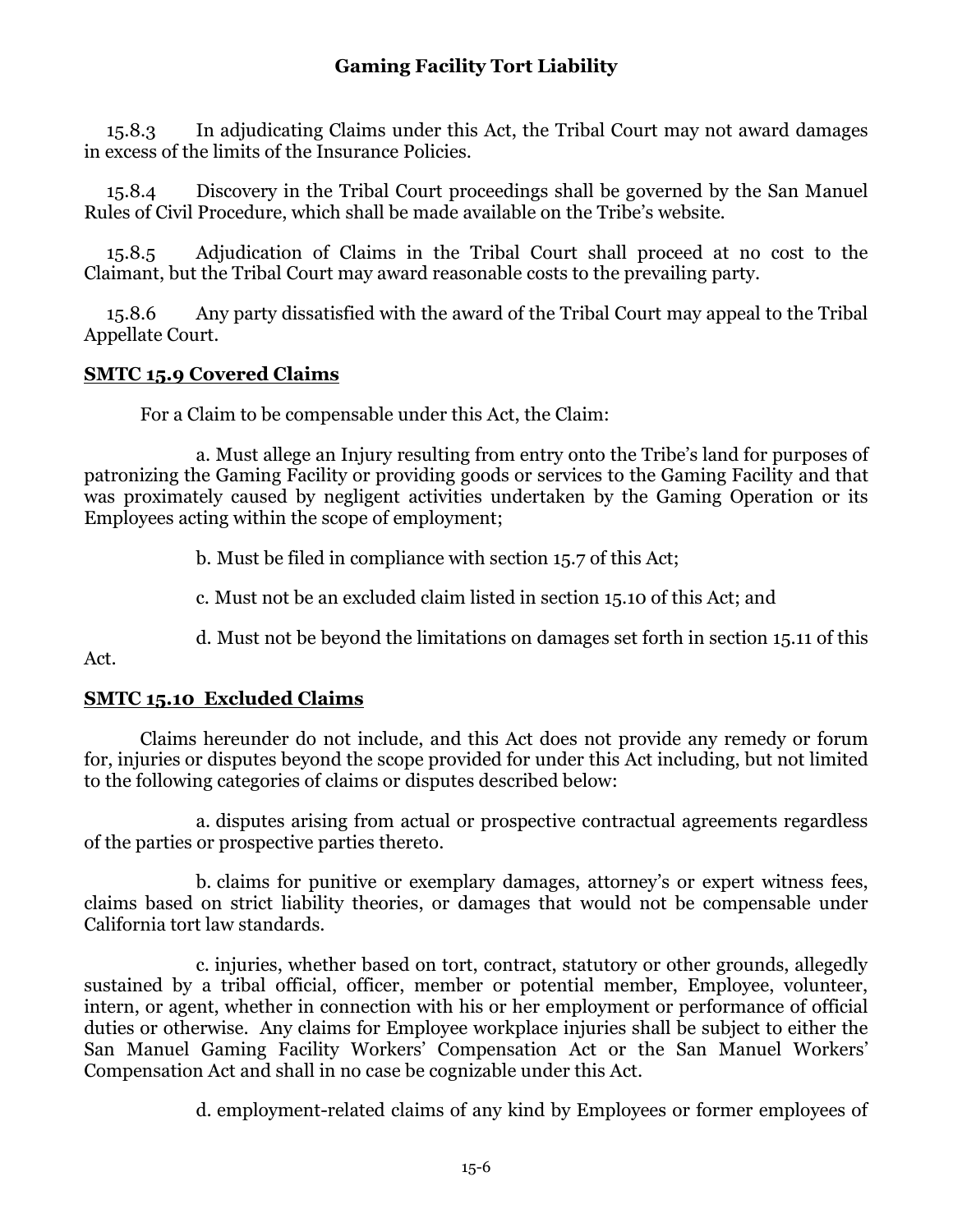15.8.3 In adjudicating Claims under this Act, the Tribal Court may not award damages in excess of the limits of the Insurance Policies.

15.8.4 Discovery in the Tribal Court proceedings shall be governed by the San Manuel Rules of Civil Procedure, which shall be made available on the Tribe's website.

15.8.5 Adjudication of Claims in the Tribal Court shall proceed at no cost to the Claimant, but the Tribal Court may award reasonable costs to the prevailing party.

15.8.6 Any party dissatisfied with the award of the Tribal Court may appeal to the Tribal Appellate Court.

## SMTC 15.9 Covered Claims

For a Claim to be compensable under this Act, the Claim:

a. Must allege an Injury resulting from entry onto the Tribe's land for purposes of patronizing the Gaming Facility or providing goods or services to the Gaming Facility and that was proximately caused by negligent activities undertaken by the Gaming Operation or its Employees acting within the scope of employment;

b. Must be filed in compliance with section 15.7 of this Act;

c. Must not be an excluded claim listed in section 15.10 of this Act; and

d. Must not be beyond the limitations on damages set forth in section 15.11 of this Act.

## SMTC 15.10 Excluded Claims

Claims hereunder do not include, and this Act does not provide any remedy or forum for, injuries or disputes beyond the scope provided for under this Act including, but not limited to the following categories of claims or disputes described below:

a. disputes arising from actual or prospective contractual agreements regardless of the parties or prospective parties thereto.

b. claims for punitive or exemplary damages, attorney's or expert witness fees, claims based on strict liability theories, or damages that would not be compensable under California tort law standards.

c. injuries, whether based on tort, contract, statutory or other grounds, allegedly sustained by a tribal official, officer, member or potential member, Employee, volunteer, intern, or agent, whether in connection with his or her employment or performance of official duties or otherwise. Any claims for Employee workplace injuries shall be subject to either the San Manuel Gaming Facility Workers' Compensation Act or the San Manuel Workers' Compensation Act and shall in no case be cognizable under this Act.

d. employment-related claims of any kind by Employees or former employees of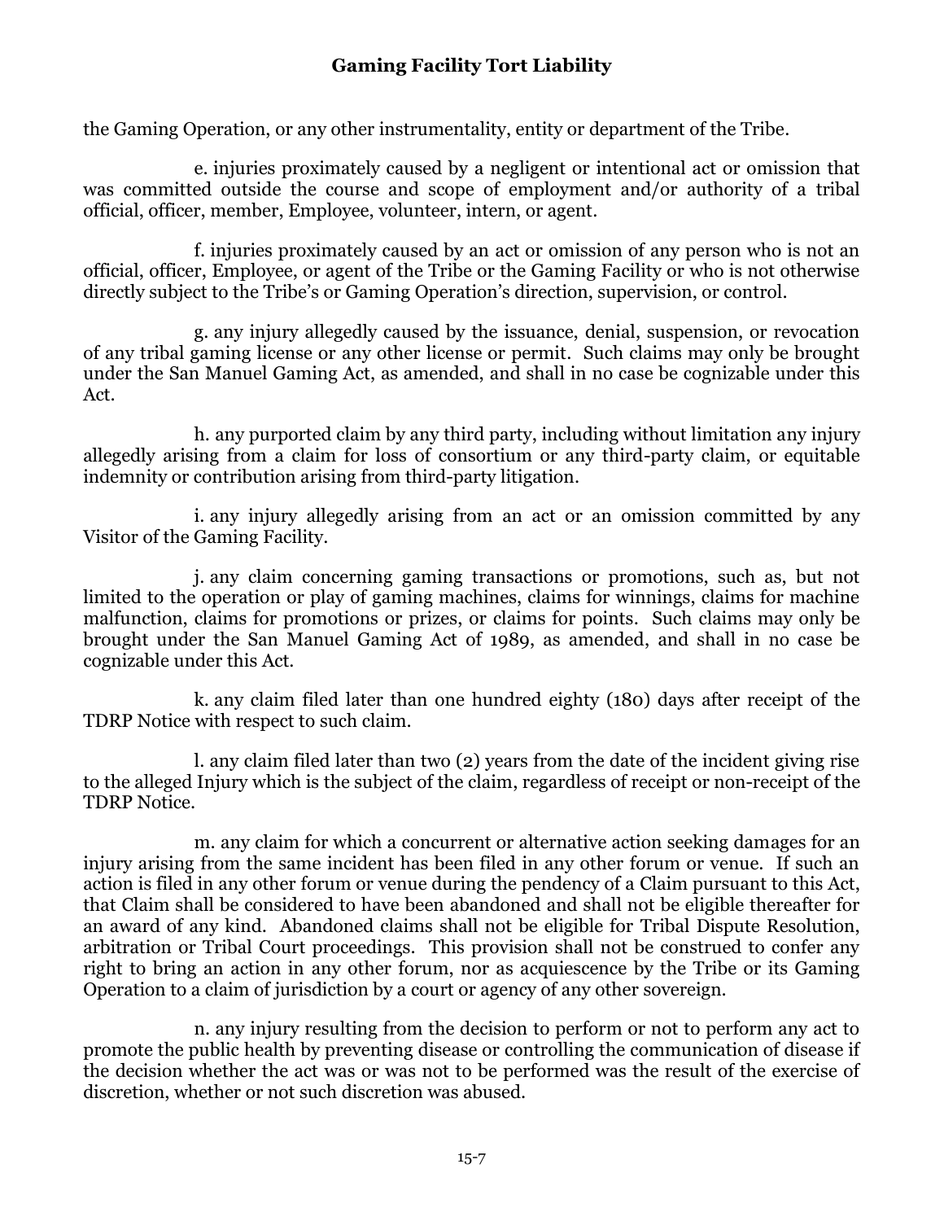the Gaming Operation, or any other instrumentality, entity or department of the Tribe.

e. injuries proximately caused by a negligent or intentional act or omission that was committed outside the course and scope of employment and/or authority of a tribal official, officer, member, Employee, volunteer, intern, or agent.

f. injuries proximately caused by an act or omission of any person who is not an official, officer, Employee, or agent of the Tribe or the Gaming Facility or who is not otherwise directly subject to the Tribe's or Gaming Operation's direction, supervision, or control.

g. any injury allegedly caused by the issuance, denial, suspension, or revocation of any tribal gaming license or any other license or permit. Such claims may only be brought under the San Manuel Gaming Act, as amended, and shall in no case be cognizable under this Act.

h. any purported claim by any third party, including without limitation any injury allegedly arising from a claim for loss of consortium or any third-party claim, or equitable indemnity or contribution arising from third-party litigation.

i. any injury allegedly arising from an act or an omission committed by any Visitor of the Gaming Facility.

j. any claim concerning gaming transactions or promotions, such as, but not limited to the operation or play of gaming machines, claims for winnings, claims for machine malfunction, claims for promotions or prizes, or claims for points. Such claims may only be brought under the San Manuel Gaming Act of 1989, as amended, and shall in no case be cognizable under this Act.

k. any claim filed later than one hundred eighty (180) days after receipt of the TDRP Notice with respect to such claim.

l. any claim filed later than two (2) years from the date of the incident giving rise to the alleged Injury which is the subject of the claim, regardless of receipt or non-receipt of the TDRP Notice.

m. any claim for which a concurrent or alternative action seeking damages for an injury arising from the same incident has been filed in any other forum or venue. If such an action is filed in any other forum or venue during the pendency of a Claim pursuant to this Act, that Claim shall be considered to have been abandoned and shall not be eligible thereafter for an award of any kind. Abandoned claims shall not be eligible for Tribal Dispute Resolution, arbitration or Tribal Court proceedings. This provision shall not be construed to confer any right to bring an action in any other forum, nor as acquiescence by the Tribe or its Gaming Operation to a claim of jurisdiction by a court or agency of any other sovereign.

n. any injury resulting from the decision to perform or not to perform any act to promote the public health by preventing disease or controlling the communication of disease if the decision whether the act was or was not to be performed was the result of the exercise of discretion, whether or not such discretion was abused.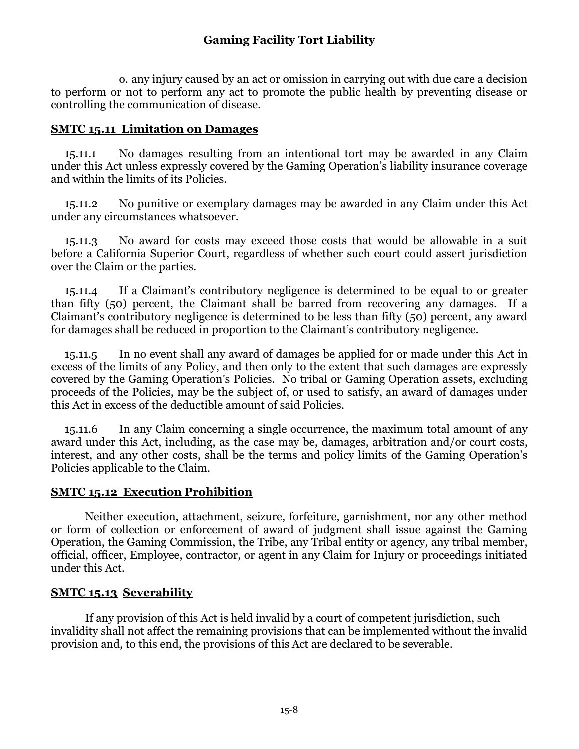o. any injury caused by an act or omission in carrying out with due care a decision to perform or not to perform any act to promote the public health by preventing disease or controlling the communication of disease.

## SMTC 15.11 Limitation on Damages

15.11.1 No damages resulting from an intentional tort may be awarded in any Claim under this Act unless expressly covered by the Gaming Operation's liability insurance coverage and within the limits of its Policies.

15.11.2 No punitive or exemplary damages may be awarded in any Claim under this Act under any circumstances whatsoever.

15.11.3 No award for costs may exceed those costs that would be allowable in a suit before a California Superior Court, regardless of whether such court could assert jurisdiction over the Claim or the parties.

15.11.4 If a Claimant's contributory negligence is determined to be equal to or greater than fifty (50) percent, the Claimant shall be barred from recovering any damages. If a Claimant's contributory negligence is determined to be less than fifty (50) percent, any award for damages shall be reduced in proportion to the Claimant's contributory negligence.

15.11.5 In no event shall any award of damages be applied for or made under this Act in excess of the limits of any Policy, and then only to the extent that such damages are expressly covered by the Gaming Operation's Policies. No tribal or Gaming Operation assets, excluding proceeds of the Policies, may be the subject of, or used to satisfy, an award of damages under this Act in excess of the deductible amount of said Policies.

15.11.6 In any Claim concerning a single occurrence, the maximum total amount of any award under this Act, including, as the case may be, damages, arbitration and/or court costs, interest, and any other costs, shall be the terms and policy limits of the Gaming Operation's Policies applicable to the Claim.

## SMTC 15.12 Execution Prohibition

Neither execution, attachment, seizure, forfeiture, garnishment, nor any other method or form of collection or enforcement of award of judgment shall issue against the Gaming Operation, the Gaming Commission, the Tribe, any Tribal entity or agency, any tribal member, official, officer, Employee, contractor, or agent in any Claim for Injury or proceedings initiated under this Act.

## SMTC 15.13 Severability

If any provision of this Act is held invalid by a court of competent jurisdiction, such invalidity shall not affect the remaining provisions that can be implemented without the invalid provision and, to this end, the provisions of this Act are declared to be severable.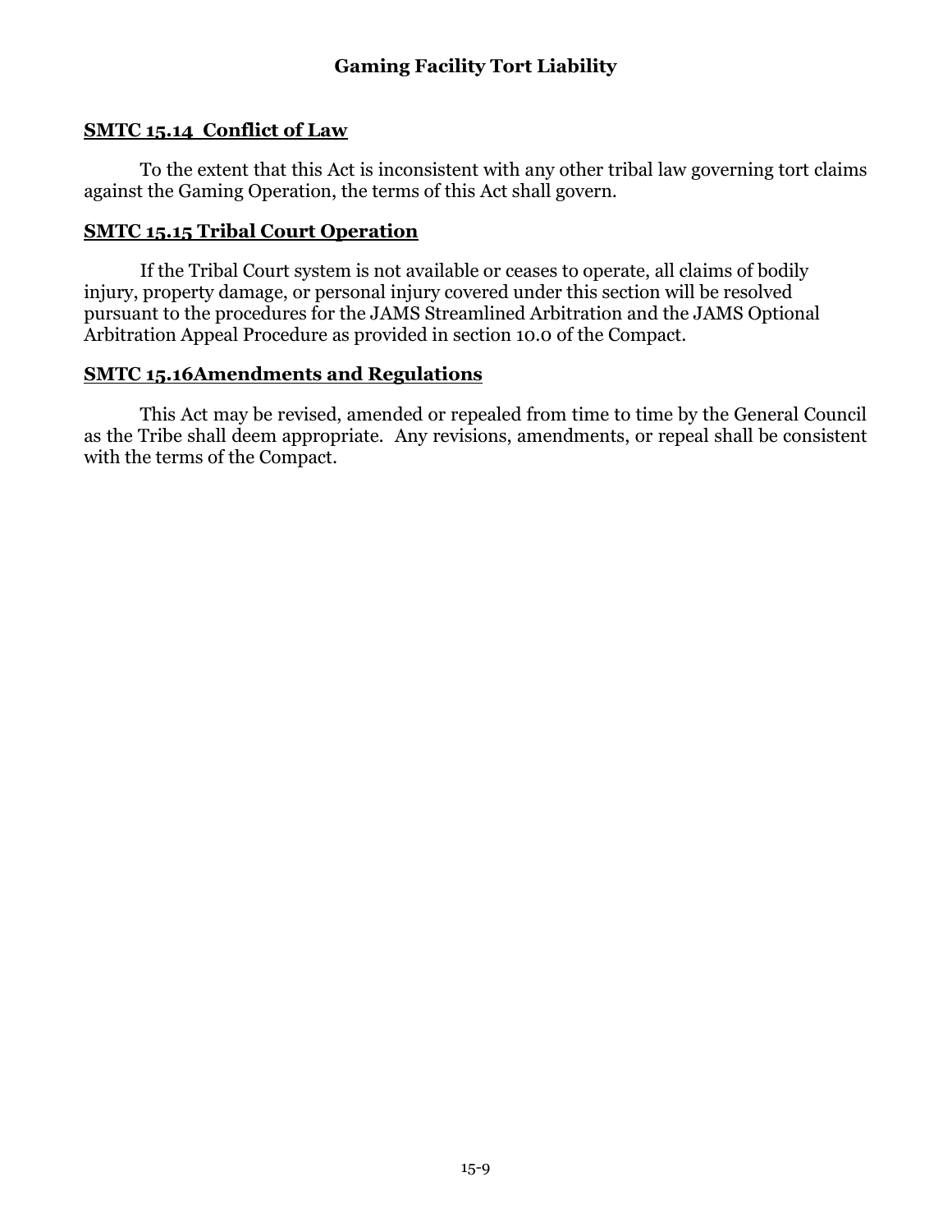## SMTC 15.14 Conflict of Law

To the extent that this Act is inconsistent with any other tribal law governing tort claims against the Gaming Operation, the terms of this Act shall govern.

## SMTC 15.15 Tribal Court Operation

If the Tribal Court system is not available or ceases to operate, all claims of bodily injury, property damage, or personal injury covered under this section will be resolved pursuant to the procedures for the JAMS Streamlined Arbitration and the JAMS Optional Arbitration Appeal Procedure as provided in section 10.0 of the Compact.

## SMTC 15.16Amendments and Regulations

This Act may be revised, amended or repealed from time to time by the General Council as the Tribe shall deem appropriate. Any revisions, amendments, or repeal shall be consistent with the terms of the Compact.